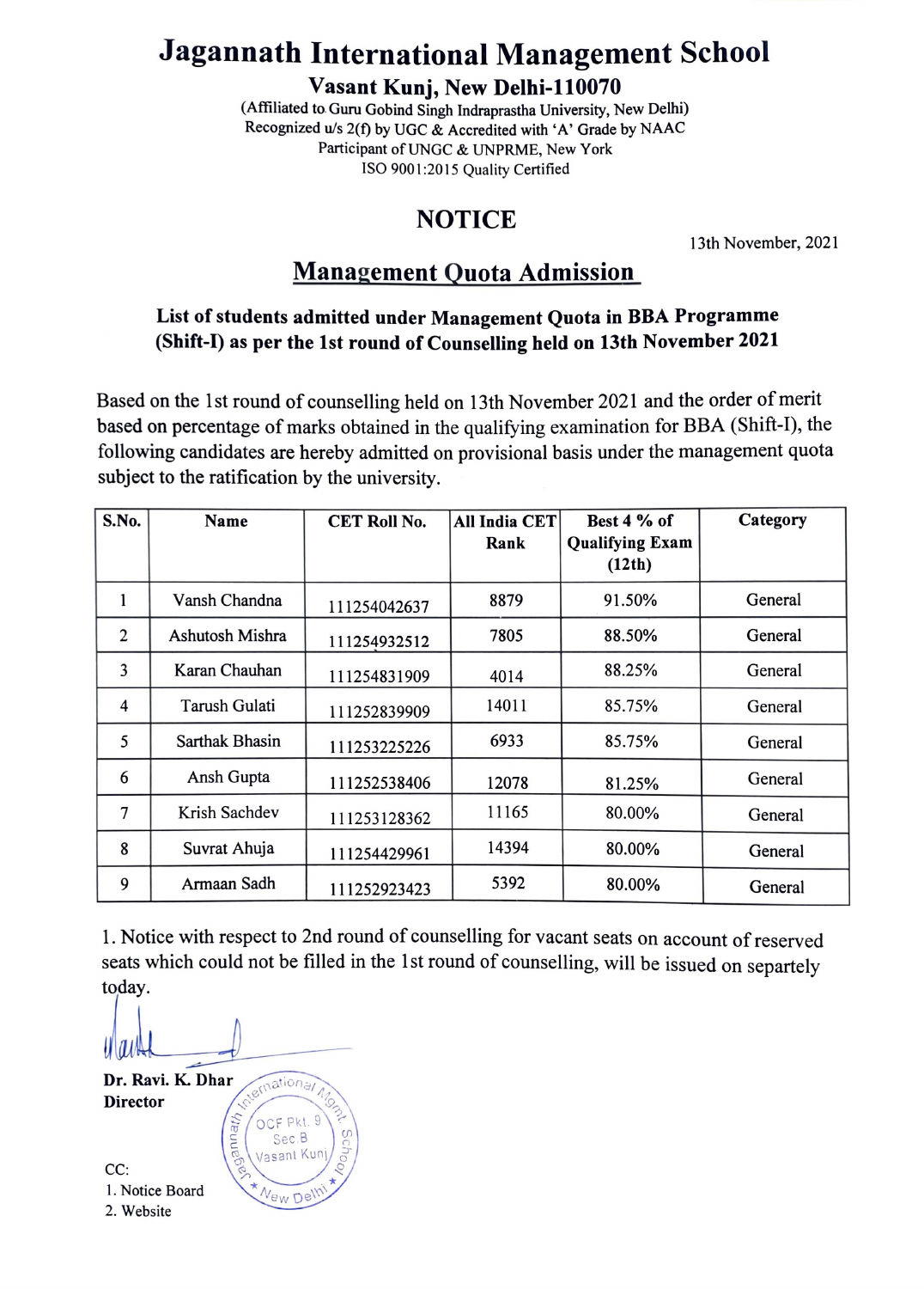# Jagannath International Management School

**Vasant Kunj, New Delhi-110070**

(Affiliated to Guru Gobind Singh Indraprastha University, New Delhi)
Recognized u/s 2(f) by UGC & Accredited with 'A' Grade by NAAC
Participant of UNGC & UNPRME, New York
ISO 9001:2015 Quality Certified

## NOTICE

13th November, 2021

## Management Quota Admission

**List of students admitted under Management Quota in BBA Programme (Shift-I) as per the 1st round of Counselling held on 13th November 2021**

Based on the 1st round of counselling held on 13th November 2021 and the order of merit based on percentage of marks obtained in the qualifying examination for BBA (Shift-I), the following candidates are hereby admitted on provisional basis under the management quota subject to the ratification by the university.

| S.No. | Name | CET Roll No. | All India CET Rank | Best 4 % of Qualifying Exam (12th) | Category |
|---|---|---|---|---|---|
| 1 | Vansh Chandna | 111254042637 | 8879 | 91.50% | General |
| 2 | Ashutosh Mishra | 111254932512 | 7805 | 88.50% | General |
| 3 | Karan Chauhan | 111254831909 | 4014 | 88.25% | General |
| 4 | Tarush Gulati | 111252839909 | 14011 | 85.75% | General |
| 5 | Sarthak Bhasin | 111253225226 | 6933 | 85.75% | General |
| 6 | Ansh Gupta | 111252538406 | 12078 | 81.25% | General |
| 7 | Krish Sachdev | 111253128362 | 11165 | 80.00% | General |
| 8 | Suvrat Ahuja | 111254429961 | 14394 | 80.00% | General |
| 9 | Armaan Sadh | 111252923423 | 5392 | 80.00% | General |

1. Notice with respect to 2nd round of counselling for vacant seats on account of reserved seats which could not be filled in the 1st round of counselling, will be issued on separtely today.

**Dr. Ravi. K. Dhar**
**Director**

CC:
1. Notice Board
2. Website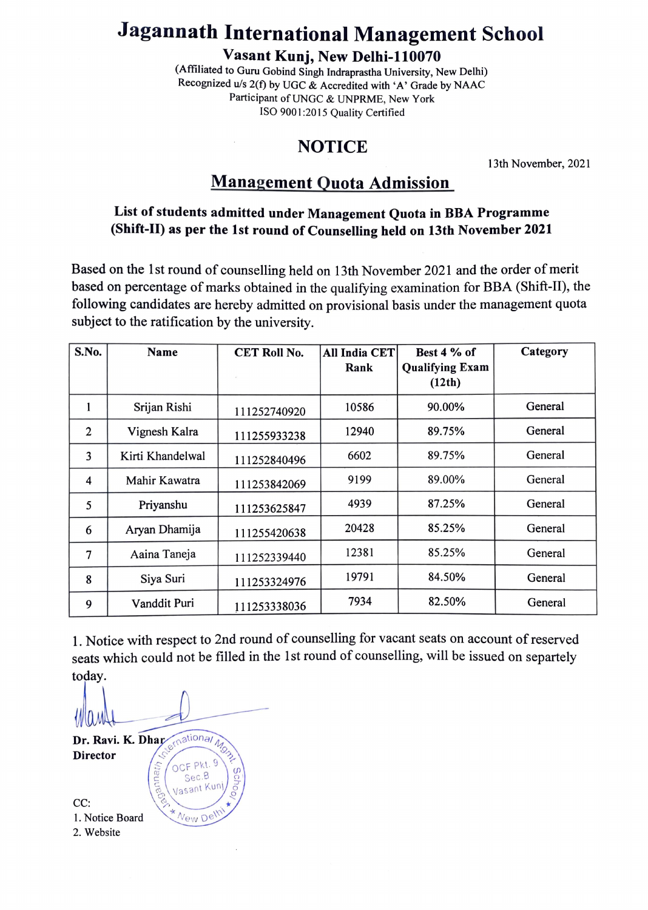# Jagannath International Management School

**Vasant Kunj, New Delhi-110070**

(Affiliated to Guru Gobind Singh Indraprastha University, New Delhi)
Recognized u/s 2(f) by UGC & Accredited with 'A' Grade by NAAC
Participant of UNGC & UNPRME, New York
ISO 9001:2015 Quality Certified

## NOTICE

13th November, 2021

## Management Quota Admission

**List of students admitted under Management Quota in BBA Programme (Shift-II) as per the 1st round of Counselling held on 13th November 2021**

Based on the 1st round of counselling held on 13th November 2021 and the order of merit based on percentage of marks obtained in the qualifying examination for BBA (Shift-II), the following candidates are hereby admitted on provisional basis under the management quota subject to the ratification by the university.

| S.No. | Name | CET Roll No. | All India CET Rank | Best 4 % of Qualifying Exam (12th) | Category |
|---|---|---|---|---|---|
| 1 | Srijan Rishi | 111252740920 | 10586 | 90.00% | General |
| 2 | Vignesh Kalra | 111255933238 | 12940 | 89.75% | General |
| 3 | Kirti Khandelwal | 111252840496 | 6602 | 89.75% | General |
| 4 | Mahir Kawatra | 111253842069 | 9199 | 89.00% | General |
| 5 | Priyanshu | 111253625847 | 4939 | 87.25% | General |
| 6 | Aryan Dhamija | 111255420638 | 20428 | 85.25% | General |
| 7 | Aaina Taneja | 111252339440 | 12381 | 85.25% | General |
| 8 | Siya Suri | 111253324976 | 19791 | 84.50% | General |
| 9 | Vanddit Puri | 111253338036 | 7934 | 82.50% | General |

1. Notice with respect to 2nd round of counselling for vacant seats on account of reserved seats which could not be filled in the 1st round of counselling, will be issued on separtely today.

**Dr. Ravi. K. Dhar**
**Director**

CC:
1. Notice Board
2. Website